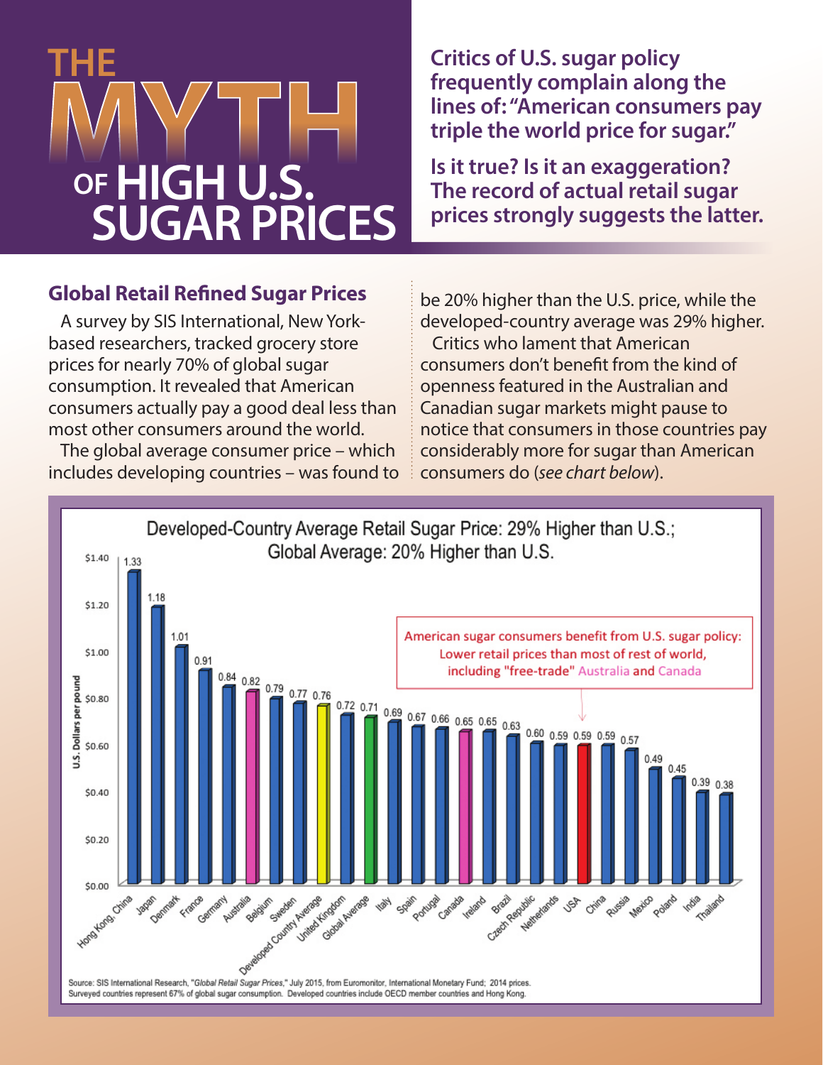# THE MYTH OF HIGH U.S. SUGAR PRICES

**Critics of U.S. sugar policy frequently complain along the lines of: "American consumers pay triple the world price for sugar."**

**Is it true? Is it an exaggeration? The record of actual retail sugar prices strongly suggests the latter.**

## Global Retail Refined Sugar Prices

A survey by SIS International, New York-based researchers, tracked grocery store prices for nearly 70% of global sugar consumption. It revealed that American consumers actually pay a good deal less than most other consumers around the world.

The global average consumer price – which includes developing countries – was found to be 20% higher than the U.S. price, while the developed-country average was 29% higher.

Critics who lament that American consumers don't benefit from the kind of openness featured in the Australian and Canadian sugar markets might pause to notice that consumers in those countries pay considerably more for sugar than American consumers do (*see chart below*).

**Developed-Country Average Retail Sugar Price: 29% Higher than U.S.; Global Average: 20% Higher than U.S.**

American sugar consumers benefit from U.S. sugar policy: Lower retail prices than most of rest of world, including "free-trade" Australia and Canada

| Country | U.S. Dollars per pound |
| --- | --- |
| Hong Kong, China | 1.33 |
| Japan | 1.18 |
| Denmark | 1.01 |
| France | 0.91 |
| Germany | 0.84 |
| Australia | 0.82 |
| Belgium | 0.79 |
| Sweden | 0.77 |
| Developed Country Average | 0.76 |
| United Kingdom | 0.72 |
| Global Average | 0.71 |
| Italy | 0.69 |
| Spain | 0.67 |
| Portugal | 0.66 |
| Canada | 0.65 |
| Ireland | 0.65 |
| Brazil | 0.63 |
| Czech Republic | 0.60 |
| Netherlands | 0.59 |
| USA | 0.59 |
| China | 0.59 |
| Russia | 0.57 |
| Mexico | 0.49 |
| Poland | 0.45 |
| India | 0.39 |
| Thailand | 0.38 |

Source: SIS International Research, "*Global Retail Sugar Prices*," July 2015, from Euromonitor, International Monetary Fund; 2014 prices. Surveyed countries represent 67% of global sugar consumption. Developed countries include OECD member countries and Hong Kong.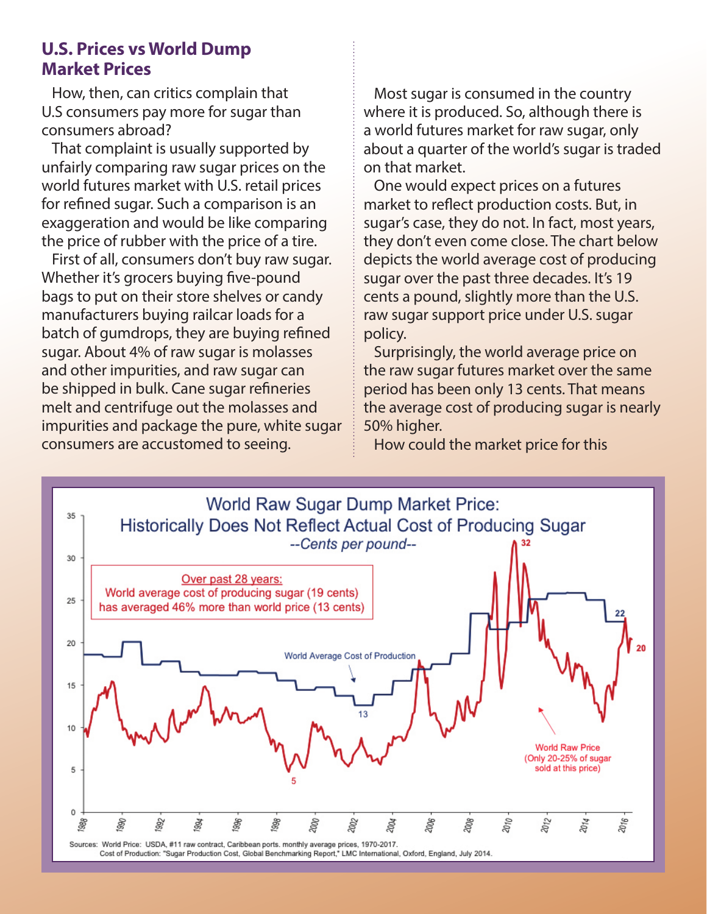## U.S. Prices vs World Dump Market Prices

How, then, can critics complain that U.S consumers pay more for sugar than consumers abroad?

That complaint is usually supported by unfairly comparing raw sugar prices on the world futures market with U.S. retail prices for refined sugar. Such a comparison is an exaggeration and would be like comparing the price of rubber with the price of a tire.

First of all, consumers don't buy raw sugar. Whether it's grocers buying five-pound bags to put on their store shelves or candy manufacturers buying railcar loads for a batch of gumdrops, they are buying refined sugar. About 4% of raw sugar is molasses and other impurities, and raw sugar can be shipped in bulk. Cane sugar refineries melt and centrifuge out the molasses and impurities and package the pure, white sugar consumers are accustomed to seeing.

Most sugar is consumed in the country where it is produced. So, although there is a world futures market for raw sugar, only about a quarter of the world's sugar is traded on that market.

One would expect prices on a futures market to reflect production costs. But, in sugar's case, they do not. In fact, most years, they don't even come close. The chart below depicts the world average cost of producing sugar over the past three decades. It's 19 cents a pound, slightly more than the U.S. raw sugar support price under U.S. sugar policy.

Surprisingly, the world average price on the raw sugar futures market over the same period has been only 13 cents. That means the average cost of producing sugar is nearly 50% higher.

How could the market price for this

**World Raw Sugar Dump Market Price: Historically Does Not Reflect Actual Cost of Producing Sugar**

*--Cents per pound--*

Over past 28 years: World average cost of producing sugar (19 cents) has averaged 46% more than world price (13 cents)

World Average Cost of Production

World Raw Price (Only 20-25% of sugar sold at this price)

Sources: World Price: USDA, #11 raw contract, Caribbean ports. monthly average prices, 1970-2017. Cost of Production: "Sugar Production Cost, Global Benchmarking Report," LMC International, Oxford, England, July 2014.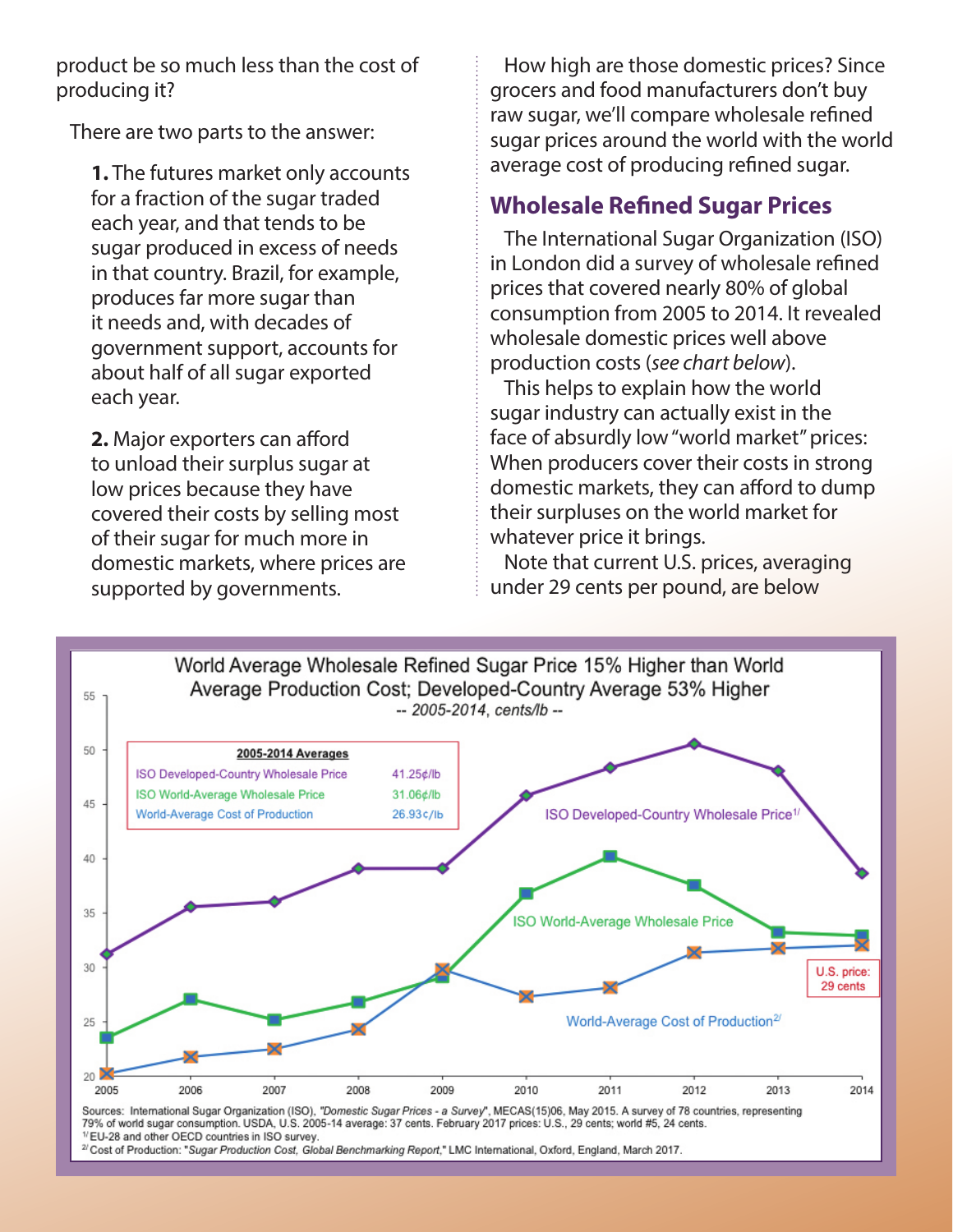product be so much less than the cost of producing it?

There are two parts to the answer:

**1.** The futures market only accounts for a fraction of the sugar traded each year, and that tends to be sugar produced in excess of needs in that country. Brazil, for example, produces far more sugar than it needs and, with decades of government support, accounts for about half of all sugar exported each year.

**2.** Major exporters can afford to unload their surplus sugar at low prices because they have covered their costs by selling most of their sugar for much more in domestic markets, where prices are supported by governments.

How high are those domestic prices? Since grocers and food manufacturers don't buy raw sugar, we'll compare wholesale refined sugar prices around the world with the world average cost of producing refined sugar.

## Wholesale Refined Sugar Prices

The International Sugar Organization (ISO) in London did a survey of wholesale refined prices that covered nearly 80% of global consumption from 2005 to 2014. It revealed wholesale domestic prices well above production costs (*see chart below*).

This helps to explain how the world sugar industry can actually exist in the face of absurdly low "world market" prices: When producers cover their costs in strong domestic markets, they can afford to dump their surpluses on the world market for whatever price it brings.

Note that current U.S. prices, averaging under 29 cents per pound, are below

World Average Wholesale Refined Sugar Price 15% Higher than World Average Production Cost; Developed-Country Average 53% Higher

-- 2005-2014, cents/lb --

| 2005-2014 Averages | |
|---|---|
| ISO Developed-Country Wholesale Price | 41.25¢/lb |
| ISO World-Average Wholesale Price | 31.06¢/lb |
| World-Average Cost of Production | 26.93¢/lb |

U.S. price: 29 cents

Sources: International Sugar Organization (ISO), *"Domestic Sugar Prices - a Survey"*, MECAS(15)06, May 2015. A survey of 78 countries, representing 79% of world sugar consumption. USDA, U.S. 2005-14 average: 37 cents. February 2017 prices: U.S., 29 cents; world #5, 24 cents.

[1] EU-28 and other OECD countries in ISO survey.

[2] Cost of Production: "*Sugar Production Cost, Global Benchmarking Report*," LMC International, Oxford, England, March 2017.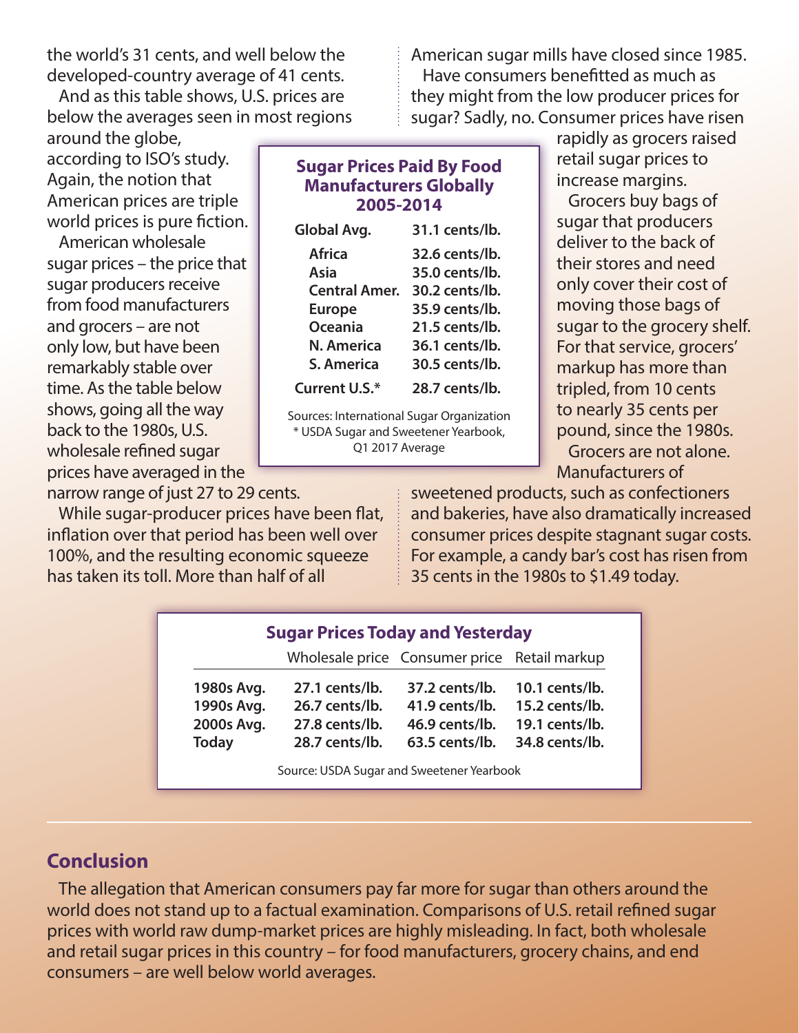the world's 31 cents, and well below the developed-country average of 41 cents.

And as this table shows, U.S. prices are below the averages seen in most regions around the globe, according to ISO's study. Again, the notion that American prices are triple world prices is pure fiction.

**Sugar Prices Paid By Food Manufacturers Globally 2005-2014**

| | |
|---|---|
| **Global Avg.** | **31.1 cents/lb.** |
| **Africa** | **32.6 cents/lb.** |
| **Asia** | **35.0 cents/lb.** |
| **Central Amer.** | **30.2 cents/lb.** |
| **Europe** | **35.9 cents/lb.** |
| **Oceania** | **21.5 cents/lb.** |
| **N. America** | **36.1 cents/lb.** |
| **S. America** | **30.5 cents/lb.** |
| **Current U.S.*** | **28.7 cents/lb.** |

Sources: International Sugar Organization
* USDA Sugar and Sweetener Yearbook, Q1 2017 Average

American wholesale sugar prices – the price that sugar producers receive from food manufacturers and grocers – are not only low, but have been remarkably stable over time. As the table below shows, going all the way back to the 1980s, U.S. wholesale refined sugar prices have averaged in the narrow range of just 27 to 29 cents.

While sugar-producer prices have been flat, inflation over that period has been well over 100%, and the resulting economic squeeze has taken its toll. More than half of all American sugar mills have closed since 1985.

Have consumers benefitted as much as they might from the low producer prices for sugar? Sadly, no. Consumer prices have risen rapidly as grocers raised retail sugar prices to increase margins.

Grocers buy bags of sugar that producers deliver to the back of their stores and need only cover their cost of moving those bags of sugar to the grocery shelf. For that service, grocers' markup has more than tripled, from 10 cents to nearly 35 cents per pound, since the 1980s.

Grocers are not alone. Manufacturers of sweetened products, such as confectioners and bakeries, have also dramatically increased consumer prices despite stagnant sugar costs. For example, a candy bar's cost has risen from 35 cents in the 1980s to $1.49 today.

**Sugar Prices Today and Yesterday**

| | Wholesale price | Consumer price | Retail markup |
|---|---|---|---|
| **1980s Avg.** | **27.1 cents/lb.** | **37.2 cents/lb.** | **10.1 cents/lb.** |
| **1990s Avg.** | **26.7 cents/lb.** | **41.9 cents/lb.** | **15.2 cents/lb.** |
| **2000s Avg.** | **27.8 cents/lb.** | **46.9 cents/lb.** | **19.1 cents/lb.** |
| **Today** | **28.7 cents/lb.** | **63.5 cents/lb.** | **34.8 cents/lb.** |

Source: USDA Sugar and Sweetener Yearbook

## Conclusion

The allegation that American consumers pay far more for sugar than others around the world does not stand up to a factual examination. Comparisons of U.S. retail refined sugar prices with world raw dump-market prices are highly misleading. In fact, both wholesale and retail sugar prices in this country – for food manufacturers, grocery chains, and end consumers – are well below world averages.